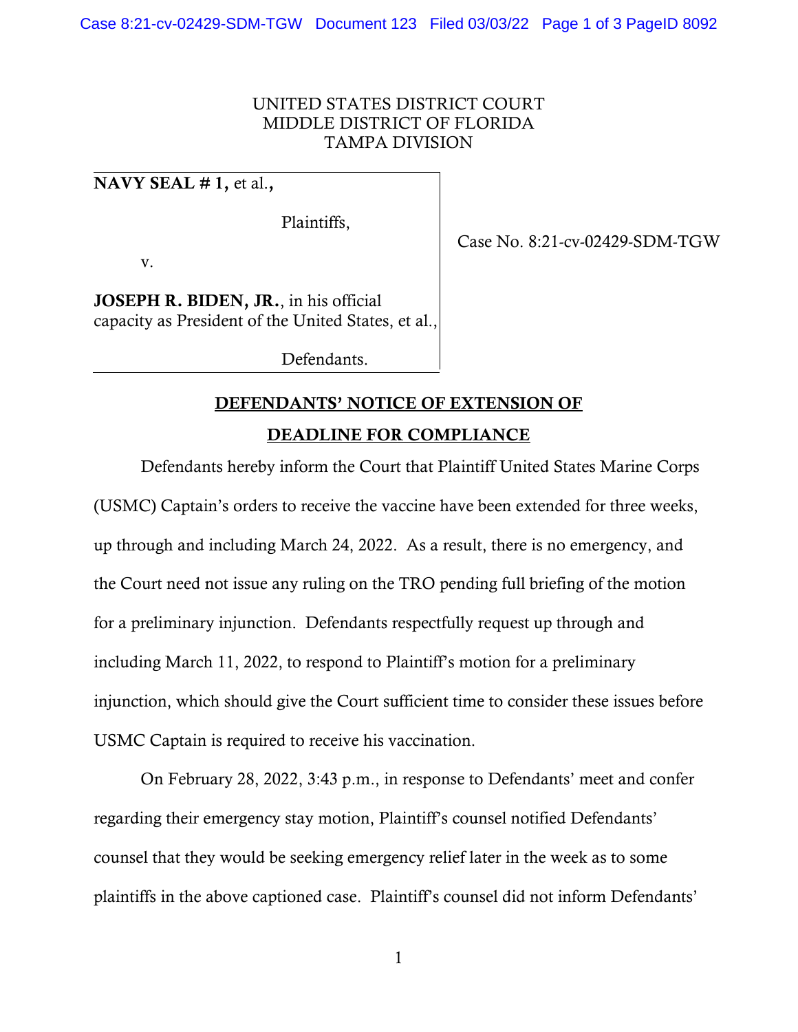UNITED STATES DISTRICT COURT
MIDDLE DISTRICT OF FLORIDA
TAMPA DIVISION

**NAVY SEAL # 1,** et al.**,**

Plaintiffs,

v.

**JOSEPH R. BIDEN, JR.**, in his official capacity as President of the United States, et al.,

Defendants.

Case No. 8:21-cv-02429-SDM-TGW

## DEFENDANTS' NOTICE OF EXTENSION OF DEADLINE FOR COMPLIANCE

Defendants hereby inform the Court that Plaintiff United States Marine Corps (USMC) Captain's orders to receive the vaccine have been extended for three weeks, up through and including March 24, 2022. As a result, there is no emergency, and the Court need not issue any ruling on the TRO pending full briefing of the motion for a preliminary injunction. Defendants respectfully request up through and including March 11, 2022, to respond to Plaintiff's motion for a preliminary injunction, which should give the Court sufficient time to consider these issues before USMC Captain is required to receive his vaccination.

On February 28, 2022, 3:43 p.m., in response to Defendants' meet and confer regarding their emergency stay motion, Plaintiff's counsel notified Defendants' counsel that they would be seeking emergency relief later in the week as to some plaintiffs in the above captioned case. Plaintiff's counsel did not inform Defendants'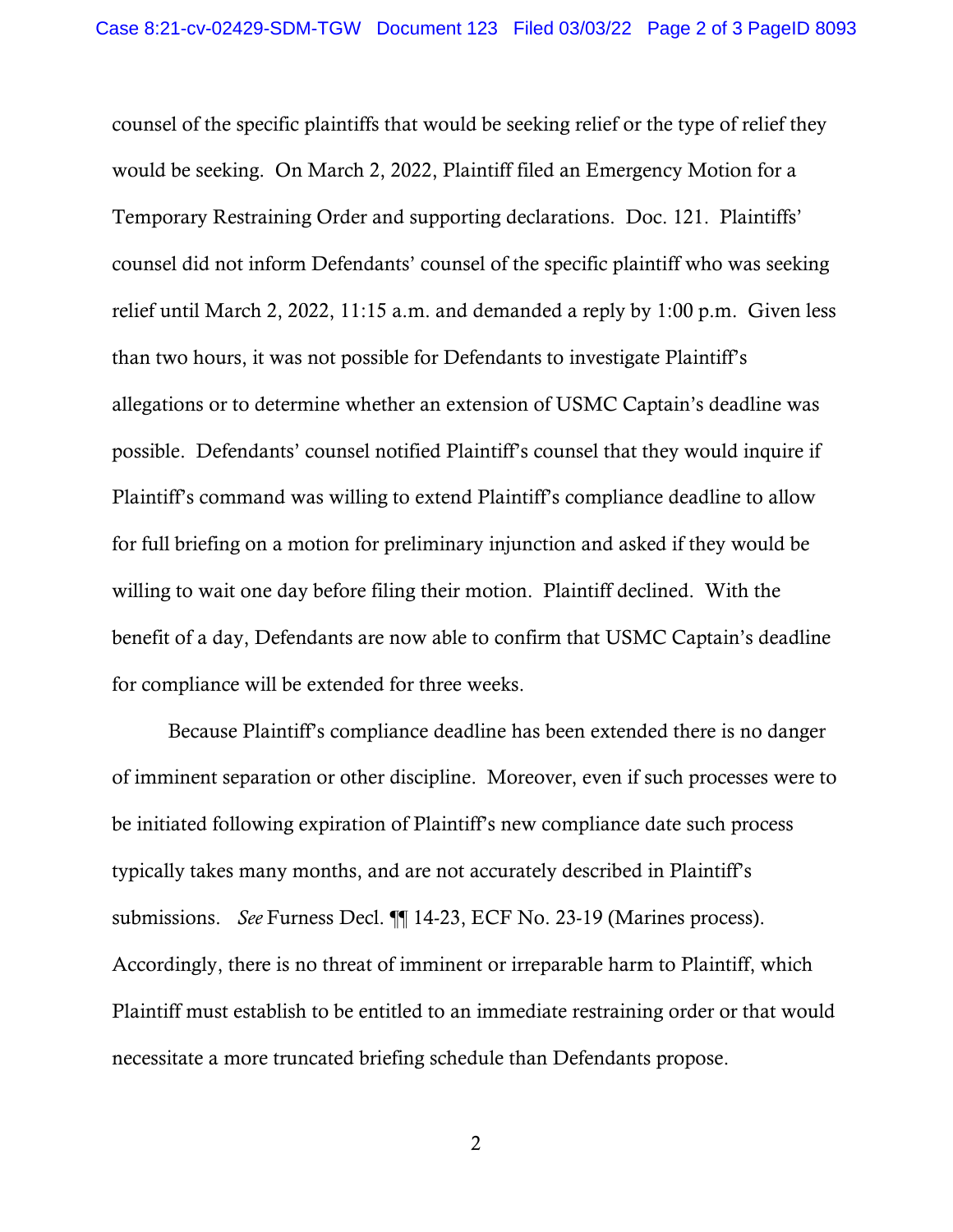counsel of the specific plaintiffs that would be seeking relief or the type of relief they would be seeking. On March 2, 2022, Plaintiff filed an Emergency Motion for a Temporary Restraining Order and supporting declarations. Doc. 121. Plaintiffs' counsel did not inform Defendants' counsel of the specific plaintiff who was seeking relief until March 2, 2022, 11:15 a.m. and demanded a reply by 1:00 p.m. Given less than two hours, it was not possible for Defendants to investigate Plaintiff's allegations or to determine whether an extension of USMC Captain's deadline was possible. Defendants' counsel notified Plaintiff's counsel that they would inquire if Plaintiff's command was willing to extend Plaintiff's compliance deadline to allow for full briefing on a motion for preliminary injunction and asked if they would be willing to wait one day before filing their motion. Plaintiff declined. With the benefit of a day, Defendants are now able to confirm that USMC Captain's deadline for compliance will be extended for three weeks.

Because Plaintiff's compliance deadline has been extended there is no danger of imminent separation or other discipline. Moreover, even if such processes were to be initiated following expiration of Plaintiff's new compliance date such process typically takes many months, and are not accurately described in Plaintiff's submissions. *See* Furness Decl. ¶¶ 14-23, ECF No. 23-19 (Marines process). Accordingly, there is no threat of imminent or irreparable harm to Plaintiff, which Plaintiff must establish to be entitled to an immediate restraining order or that would necessitate a more truncated briefing schedule than Defendants propose.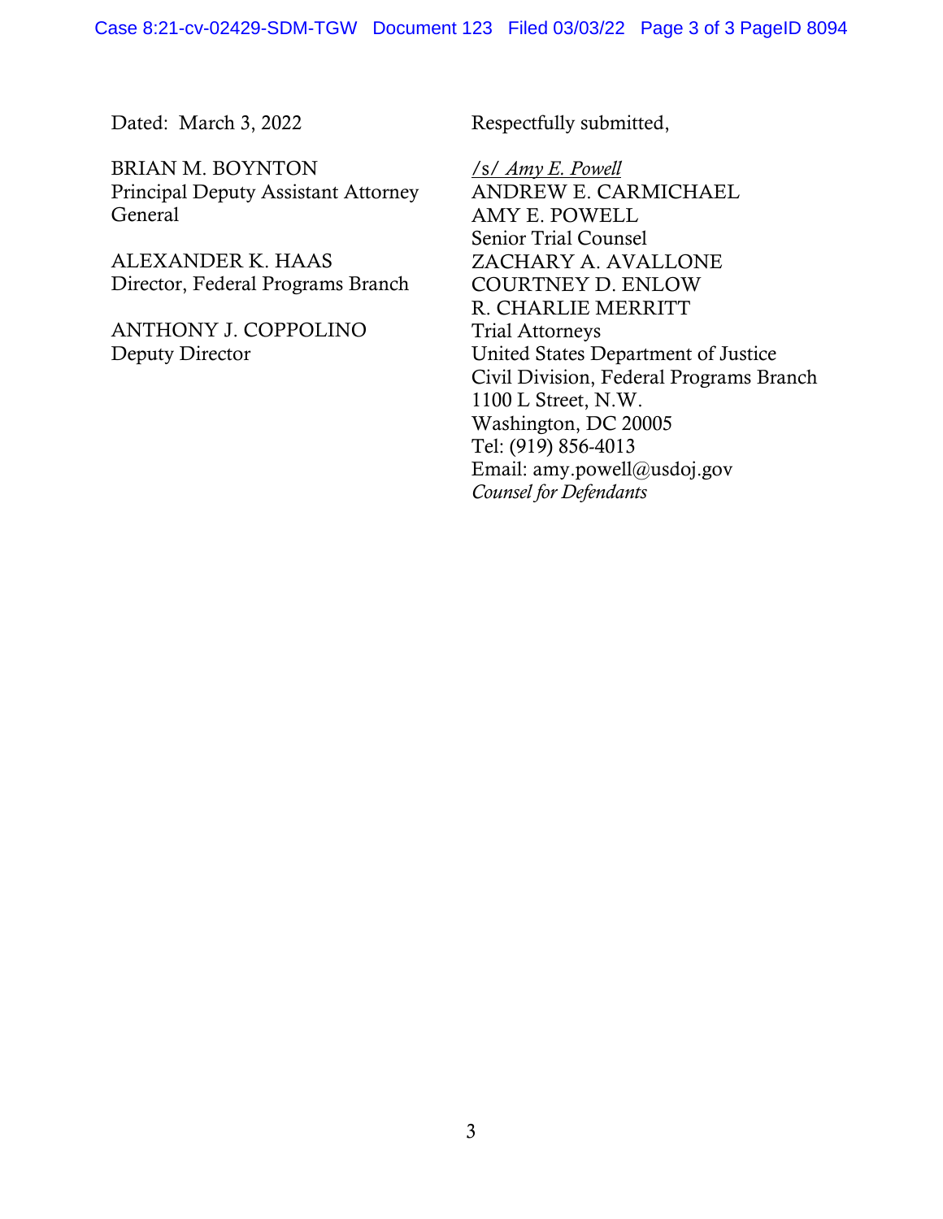Dated: March 3, 2022

BRIAN M. BOYNTON
Principal Deputy Assistant Attorney General

ALEXANDER K. HAAS
Director, Federal Programs Branch

ANTHONY J. COPPOLINO
Deputy Director

Respectfully submitted,

/s/ *Amy E. Powell*
ANDREW E. CARMICHAEL
AMY E. POWELL
Senior Trial Counsel
ZACHARY A. AVALLONE
COURTNEY D. ENLOW
R. CHARLIE MERRITT
Trial Attorneys
United States Department of Justice
Civil Division, Federal Programs Branch
1100 L Street, N.W.
Washington, DC 20005
Tel: (919) 856-4013
Email: amy.powell@usdoj.gov
*Counsel for Defendants*